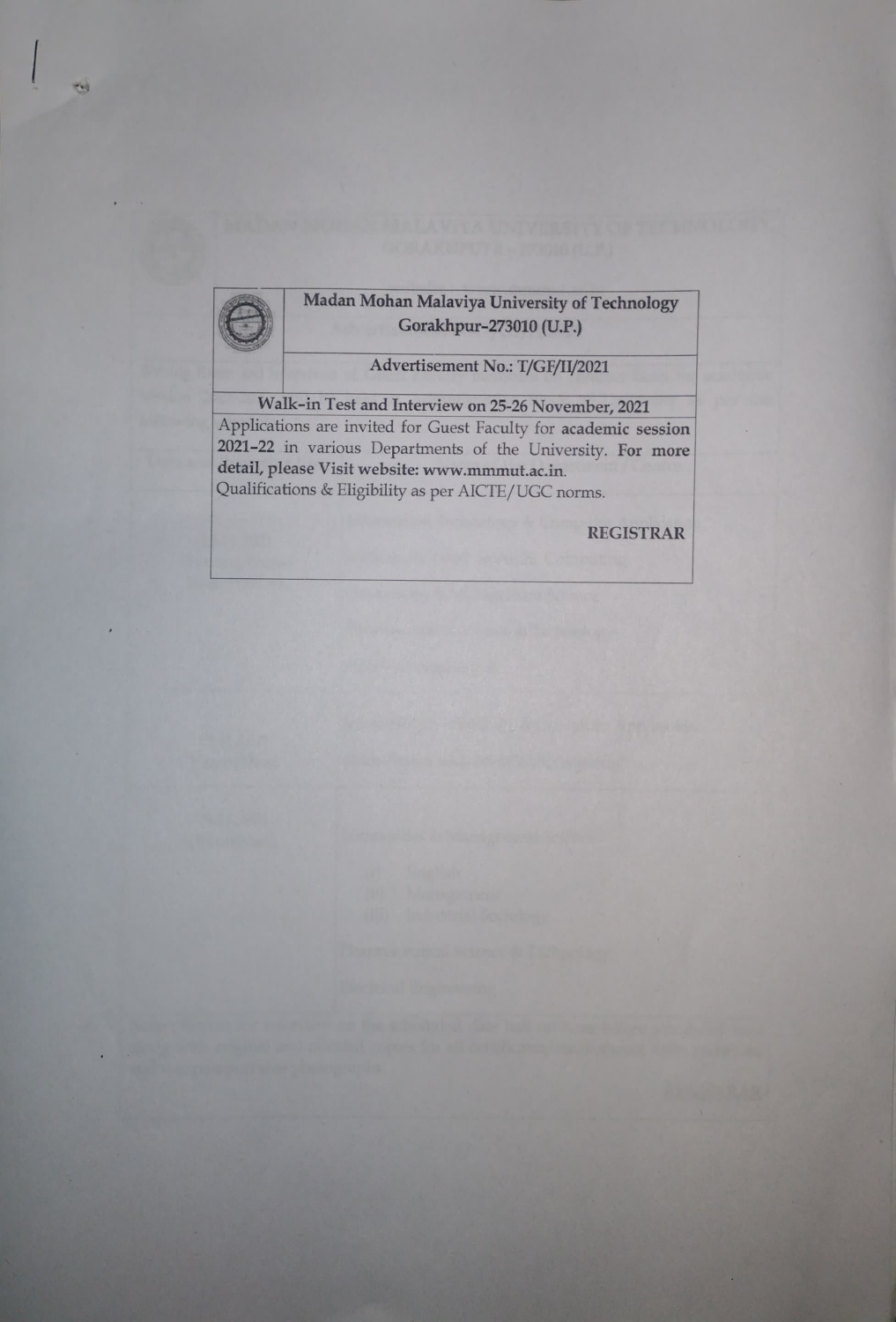**Madan Mohan Malaviya University of Technology**
**Gorakhpur-273010 (U.P.)**

Advertisement No.: T/GF/II/2021

**Walk-in Test and Interview on 25-26 November, 2021**

Applications are invited for Guest Faculty for **academic session 2021-22** in various Departments of the University. **For more detail, please Visit website: www.mmmut.ac.in.**

Qualifications & Eligibility as per AICTE/UGC norms.

**REGISTRAR**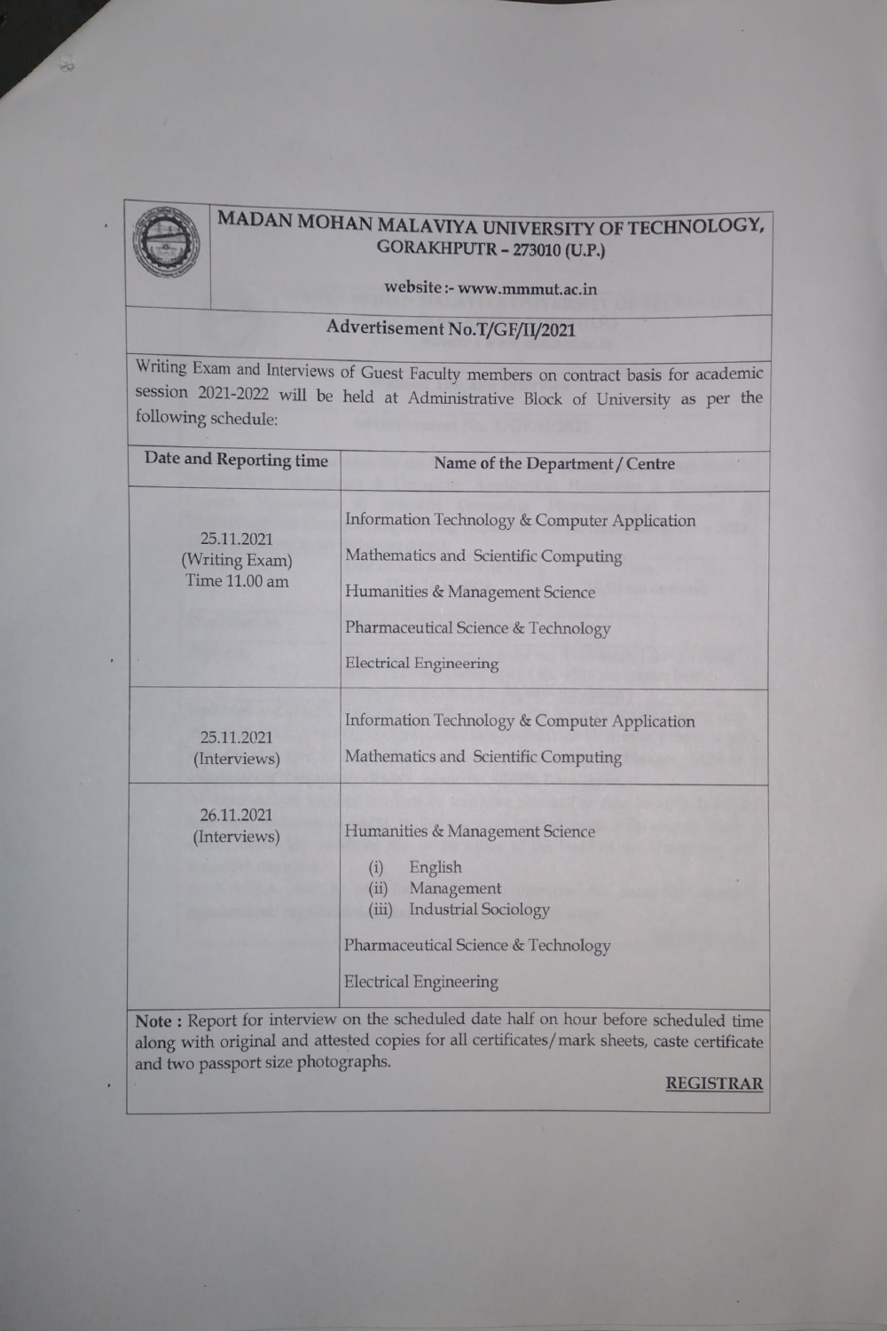# MADAN MOHAN MALAVIYA UNIVERSITY OF TECHNOLOGY, GORAKHPUTR – 273010 (U.P.)

website :- www.mmmut.ac.in

## Advertisement No.T/GF/II/2021

Writing Exam and Interviews of Guest Faculty members on contract basis for academic session 2021-2022 will be held at Administrative Block of University as per the following schedule:

| Date and Reporting time | Name of the Department / Centre |
| --- | --- |
| 25.11.2021 (Writing Exam) Time 11.00 am | Information Technology & Computer Application<br>Mathematics and Scientific Computing<br>Humanities & Management Science<br>Pharmaceutical Science & Technology<br>Electrical Engineering |
| 25.11.2021 (Interviews) | Information Technology & Computer Application<br>Mathematics and Scientific Computing |
| 26.11.2021 (Interviews) | Humanities & Management Science<br>(i) English<br>(ii) Management<br>(iii) Industrial Sociology<br>Pharmaceutical Science & Technology<br>Electrical Engineering |

**Note :** Report for interview on the scheduled date half on hour before scheduled time along with original and attested copies for all certificates/mark sheets, caste certificate and two passport size photographs.

**REGISTRAR**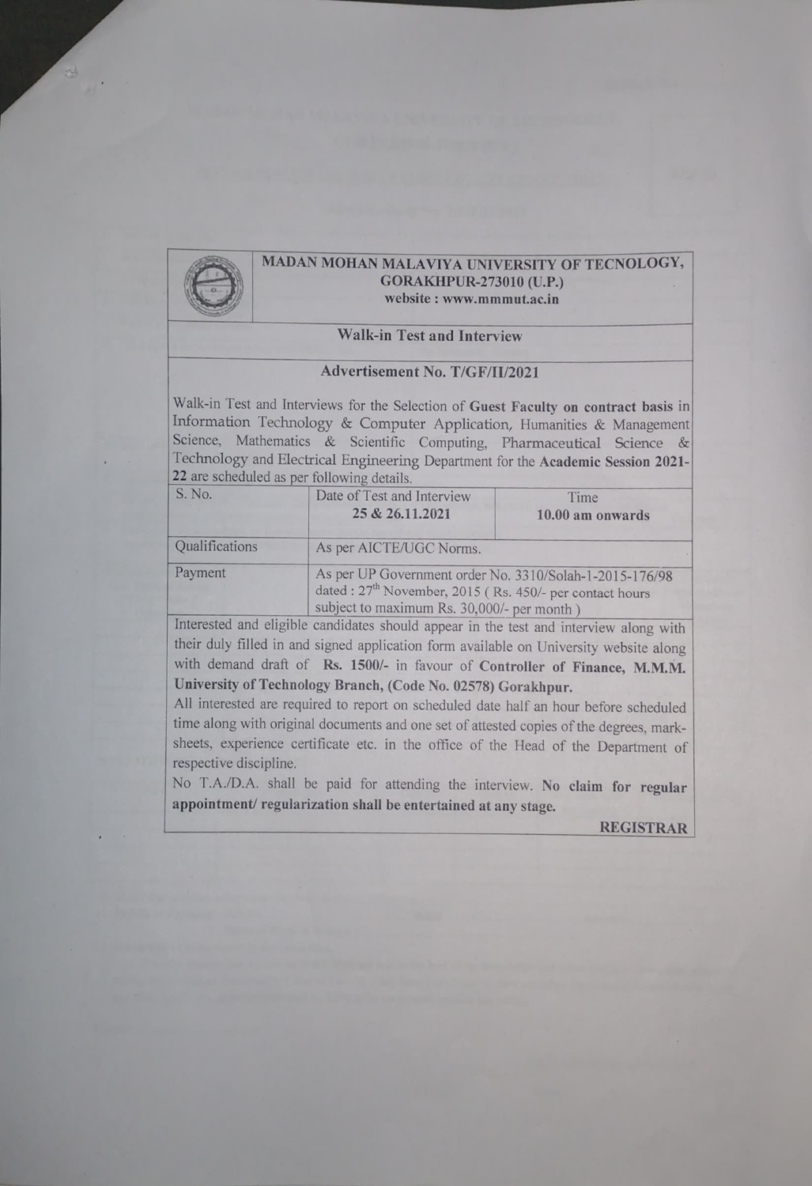# MADAN MOHAN MALAVIYA UNIVERSITY OF TECNOLOGY, GORAKHPUR-273010 (U.P.)

**website : www.mmmut.ac.in**

## Walk-in Test and Interview

### Advertisement No. T/GF/II/2021

Walk-in Test and Interviews for the Selection of **Guest Faculty on contract basis** in Information Technology & Computer Application, Humanities & Management Science, Mathematics & Scientific Computing, Pharmaceutical Science & Technology and Electrical Engineering Department for the **Academic Session 2021-22** are scheduled as per following details.

| S. No. | Date of Test and Interview | Time |
|---|---|---|
| | **25 & 26.11.2021** | **10.00 am onwards** |
| Qualifications | As per AICTE/UGC Norms. | |
| Payment | As per UP Government order No. 3310/Solah-1-2015-176/98 dated : 27th November, 2015 ( Rs. 450/- per contact hours subject to maximum Rs. 30,000/- per month ) | |

Interested and eligible candidates should appear in the test and interview along with their duly filled in and signed application form available on University website along with demand draft of **Rs. 1500/-** in favour of **Controller of Finance, M.M.M. University of Technology Branch, (Code No. 02578) Gorakhpur.**

All interested are required to report on scheduled date half an hour before scheduled time along with original documents and one set of attested copies of the degrees, mark-sheets, experience certificate etc. in the office of the Head of the Department of respective discipline.

No T.A./D.A. shall be paid for attending the interview. **No claim for regular appointment/ regularization shall be entertained at any stage.**

**REGISTRAR**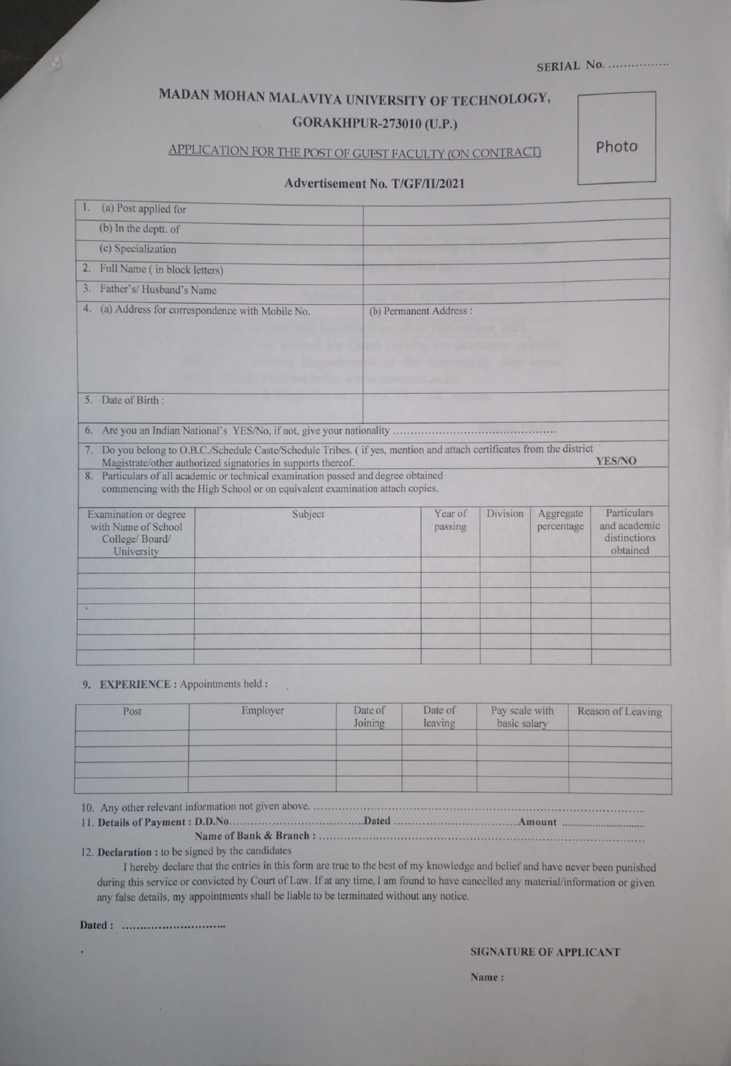SERIAL No. ................

# MADAN MOHAN MALAVIYA UNIVERSITY OF TECHNOLOGY, GORAKHPUR-273010 (U.P.)

Photo

## APPLICATION FOR THE POST OF GUEST FACULTY (ON CONTRACT)

### Advertisement No. T/GF/II/2021

| | |
|---|---|
| 1. (a) Post applied for | |
| (b) In the deptt. of | |
| (c) Specialization | |
| 2. Full Name ( in block letters) | |
| 3. Father's/ Husband's Name | |
| 4. (a) Address for correspondence with Mobile No. | (b) Permanent Address : |
| 5. Date of Birth : | |

6. Are you an Indian National's YES/No, if not, give your nationality ..............................................

7. Do you belong to O.B.C./Schedule Caste/Schedule Tribes. ( if yes, mention and attach certificates from the district Magistrate/other authorized signatories in supports thereof. **YES/NO**

8. Particulars of all academic or technical examination passed and degree obtained commencing with the High School or on equivalent examination attach copies.

| Examination or degree with Name of School College/ Board/ University | Subject | Year of passing | Division | Aggregate percentage | Particulars and academic distinctions obtained |
|---|---|---|---|---|---|
| | | | | | |
| | | | | | |
| | | | | | |
| | | | | | |
| | | | | | |
| | | | | | |
| | | | | | |

9. **EXPERIENCE :** Appointments held :

| Post | Employer | Date of Joining | Date of leaving | Pay scale with basic salary | Reason of Leaving |
|---|---|---|---|---|---|
| | | | | | |
| | | | | | |
| | | | | | |
| | | | | | |

10. Any other relevant information not given above. ..........................................................................................

11. **Details of Payment : D.D.No**......................................**Dated** ...................................**Amount** ..............................

**Name of Bank & Branch :** ..........................................................................................

12. **Declaration :** to be signed by the candidates

I hereby declare that the entries in this form are true to the best of my knowledge and belief and have never been punished during this service or convicted by Court of Law. If at any time, I am found to have cancelled any material/information or given any false details, my appointments shall be liable to be terminated without any notice.

**Dated :** ..............................

**SIGNATURE OF APPLICANT**

**Name :**